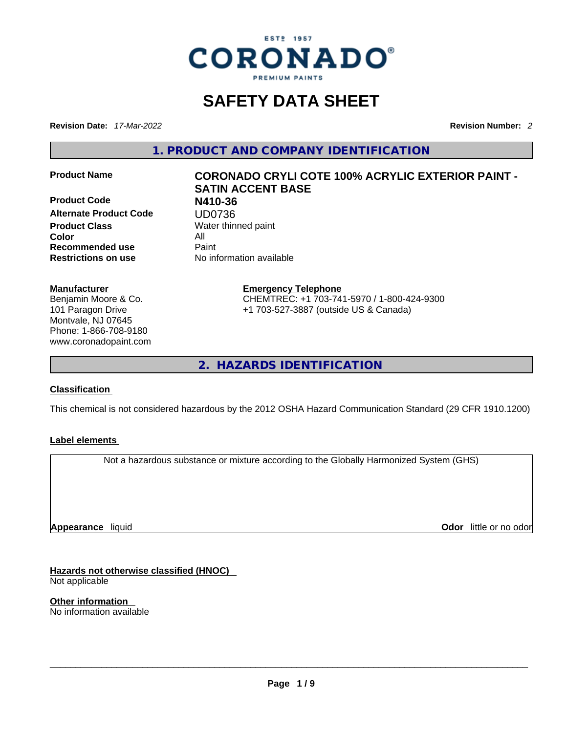# SAFETY DATA SHEET

**Revision Date:** *17-Mar-2022*

**Revision Number:** *2*

## 1. PRODUCT AND COMPANY IDENTIFICATION

| | |
|---|---|
| **Product Name** | **CORONADO CRYLI COTE 100% ACRYLIC EXTERIOR PAINT - SATIN ACCENT BASE** |
| **Product Code** | **N410-36** |
| **Alternate Product Code** | UD0736 |
| **Product Class** | Water thinned paint |
| **Color** | All |
| **Recommended use** | Paint |
| **Restrictions on use** | No information available |

**Manufacturer**

Benjamin Moore & Co.
101 Paragon Drive
Montvale, NJ 07645
Phone: 1-866-708-9180
www.coronadopaint.com

**Emergency Telephone**

CHEMTREC: +1 703-741-5970 / 1-800-424-9300
+1 703-527-3887 (outside US & Canada)

## 2. HAZARDS IDENTIFICATION

**Classification**

This chemical is not considered hazardous by the 2012 OSHA Hazard Communication Standard (29 CFR 1910.1200)

**Label elements**

Not a hazardous substance or mixture according to the Globally Harmonized System (GHS)

**Appearance** liquid

**Odor** little or no odor

**Hazards not otherwise classified (HNOC)**

Not applicable

**Other information**

No information available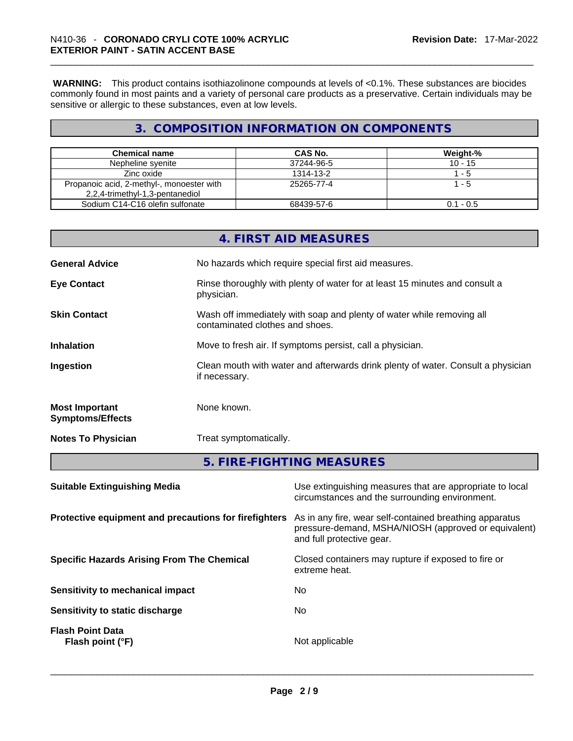**WARNING:** This product contains isothiazolinone compounds at levels of <0.1%. These substances are biocides commonly found in most paints and a variety of personal care products as a preservative. Certain individuals may be sensitive or allergic to these substances, even at low levels.

## 3. COMPOSITION INFORMATION ON COMPONENTS

| Chemical name | CAS No. | Weight-% |
|---|---|---|
| Nepheline syenite | 37244-96-5 | 10 - 15 |
| Zinc oxide | 1314-13-2 | 1 - 5 |
| Propanoic acid, 2-methyl-, monoester with 2,2,4-trimethyl-1,3-pentanediol | 25265-77-4 | 1 - 5 |
| Sodium C14-C16 olefin sulfonate | 68439-57-6 | 0.1 - 0.5 |

## 4. FIRST AID MEASURES

**General Advice** No hazards which require special first aid measures.

**Eye Contact** Rinse thoroughly with plenty of water for at least 15 minutes and consult a physician.

**Skin Contact** Wash off immediately with soap and plenty of water while removing all contaminated clothes and shoes.

**Inhalation** Move to fresh air. If symptoms persist, call a physician.

**Ingestion** Clean mouth with water and afterwards drink plenty of water. Consult a physician if necessary.

**Most Important Symptoms/Effects** None known.

**Notes To Physician** Treat symptomatically.

## 5. FIRE-FIGHTING MEASURES

**Suitable Extinguishing Media** Use extinguishing measures that are appropriate to local circumstances and the surrounding environment.

**Protective equipment and precautions for firefighters** As in any fire, wear self-contained breathing apparatus pressure-demand, MSHA/NIOSH (approved or equivalent) and full protective gear.

**Specific Hazards Arising From The Chemical** Closed containers may rupture if exposed to fire or extreme heat.

**Sensitivity to mechanical impact** No

**Sensitivity to static discharge** No

**Flash Point Data**
**Flash point (°F)** Not applicable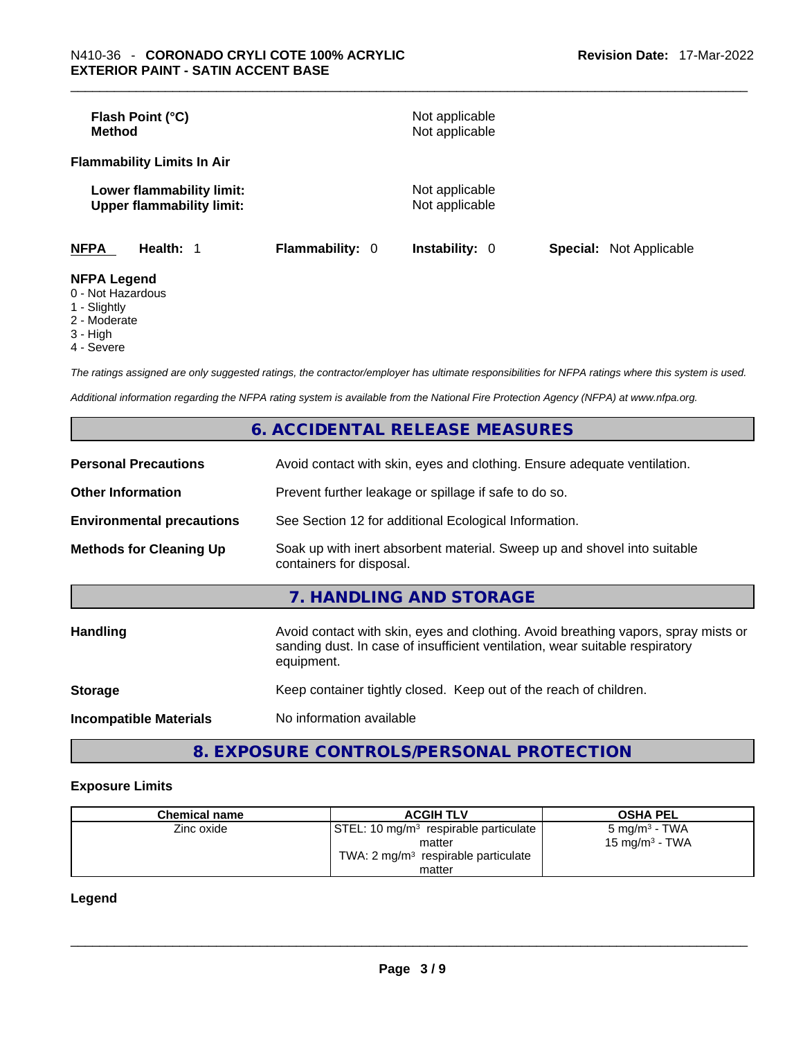**Flash Point (°C)** Not applicable
**Method** Not applicable

**Flammability Limits In Air**

**Lower flammability limit:** Not applicable
**Upper flammability limit:** Not applicable

**NFPA** **Health:** 1 **Flammability:** 0 **Instability:** 0 **Special:** Not Applicable

**NFPA Legend**
0 - Not Hazardous
1 - Slightly
2 - Moderate
3 - High
4 - Severe

*The ratings assigned are only suggested ratings, the contractor/employer has ultimate responsibilities for NFPA ratings where this system is used.*

*Additional information regarding the NFPA rating system is available from the National Fire Protection Agency (NFPA) at www.nfpa.org.*

## 6. ACCIDENTAL RELEASE MEASURES

**Personal Precautions** Avoid contact with skin, eyes and clothing. Ensure adequate ventilation.

**Other Information** Prevent further leakage or spillage if safe to do so.

**Environmental precautions** See Section 12 for additional Ecological Information.

**Methods for Cleaning Up** Soak up with inert absorbent material. Sweep up and shovel into suitable containers for disposal.

## 7. HANDLING AND STORAGE

**Handling** Avoid contact with skin, eyes and clothing. Avoid breathing vapors, spray mists or sanding dust. In case of insufficient ventilation, wear suitable respiratory equipment.

**Storage** Keep container tightly closed. Keep out of the reach of children.

**Incompatible Materials** No information available

## 8. EXPOSURE CONTROLS/PERSONAL PROTECTION

**Exposure Limits**

| Chemical name | ACGIH TLV | OSHA PEL |
|---|---|---|
| Zinc oxide | STEL: 10 mg/m³ respirable particulate matter<br>TWA: 2 mg/m³ respirable particulate matter | 5 mg/m³ - TWA<br>15 mg/m³ - TWA |

**Legend**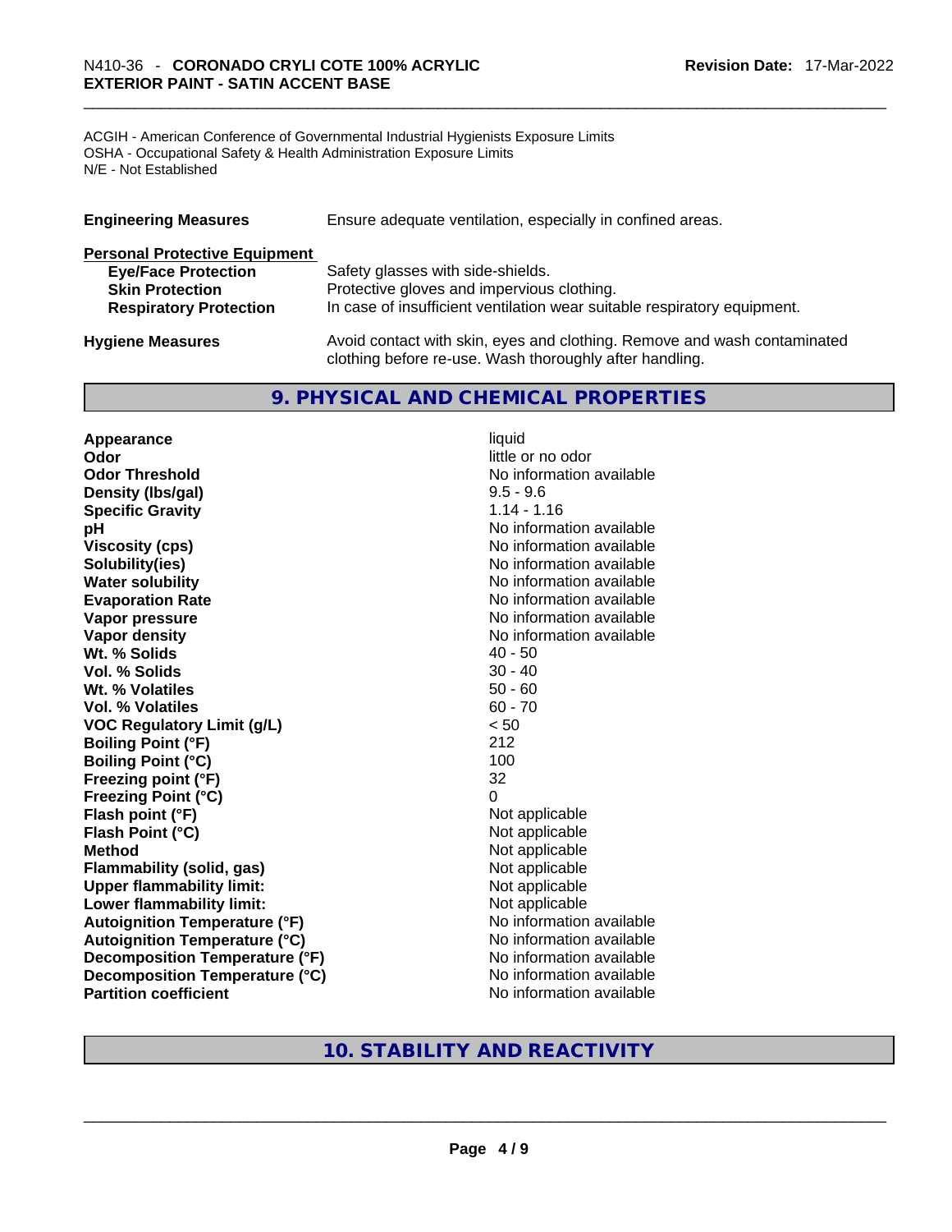ACGIH - American Conference of Governmental Industrial Hygienists Exposure Limits
OSHA - Occupational Safety & Health Administration Exposure Limits
N/E - Not Established

| | |
|---|---|
| **Engineering Measures** | Ensure adequate ventilation, especially in confined areas. |

**Personal Protective Equipment**

| | |
|---|---|
| **Eye/Face Protection** | Safety glasses with side-shields. |
| **Skin Protection** | Protective gloves and impervious clothing. |
| **Respiratory Protection** | In case of insufficient ventilation wear suitable respiratory equipment. |

| | |
|---|---|
| **Hygiene Measures** | Avoid contact with skin, eyes and clothing. Remove and wash contaminated clothing before re-use. Wash thoroughly after handling. |

## 9. PHYSICAL AND CHEMICAL PROPERTIES

| | |
|---|---|
| **Appearance** | liquid |
| **Odor** | little or no odor |
| **Odor Threshold** | No information available |
| **Density (lbs/gal)** | 9.5 - 9.6 |
| **Specific Gravity** | 1.14 - 1.16 |
| **pH** | No information available |
| **Viscosity (cps)** | No information available |
| **Solubility(ies)** | No information available |
| **Water solubility** | No information available |
| **Evaporation Rate** | No information available |
| **Vapor pressure** | No information available |
| **Vapor density** | No information available |
| **Wt. % Solids** | 40 - 50 |
| **Vol. % Solids** | 30 - 40 |
| **Wt. % Volatiles** | 50 - 60 |
| **Vol. % Volatiles** | 60 - 70 |
| **VOC Regulatory Limit (g/L)** | < 50 |
| **Boiling Point (°F)** | 212 |
| **Boiling Point (°C)** | 100 |
| **Freezing point (°F)** | 32 |
| **Freezing Point (°C)** | 0 |
| **Flash point (°F)** | Not applicable |
| **Flash Point (°C)** | Not applicable |
| **Method** | Not applicable |
| **Flammability (solid, gas)** | Not applicable |
| **Upper flammability limit:** | Not applicable |
| **Lower flammability limit:** | Not applicable |
| **Autoignition Temperature (°F)** | No information available |
| **Autoignition Temperature (°C)** | No information available |
| **Decomposition Temperature (°F)** | No information available |
| **Decomposition Temperature (°C)** | No information available |
| **Partition coefficient** | No information available |

## 10. STABILITY AND REACTIVITY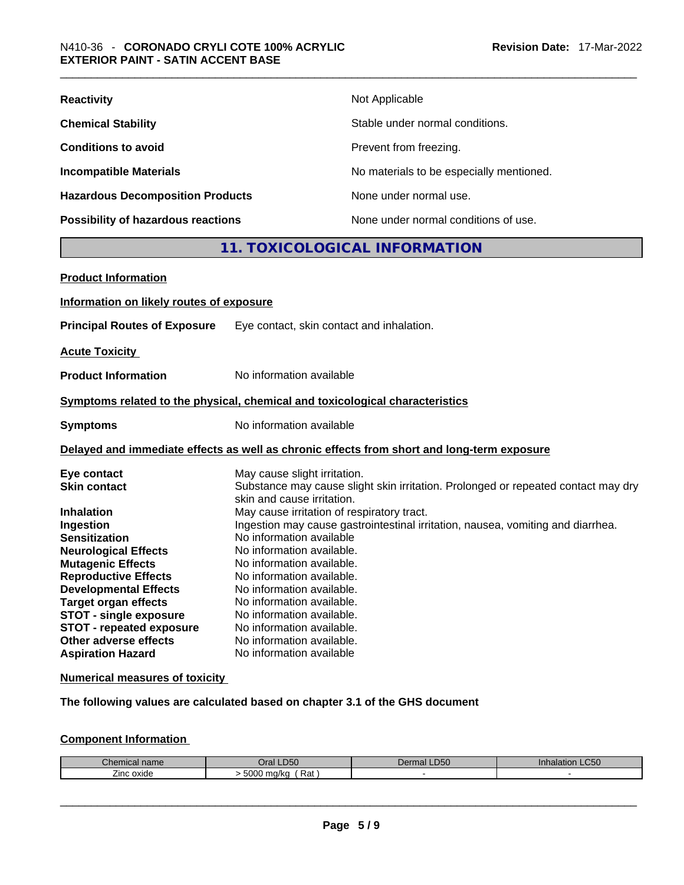| | |
|---|---|
| **Reactivity** | Not Applicable |
| **Chemical Stability** | Stable under normal conditions. |
| **Conditions to avoid** | Prevent from freezing. |
| **Incompatible Materials** | No materials to be especially mentioned. |
| **Hazardous Decomposition Products** | None under normal use. |
| **Possibility of hazardous reactions** | None under normal conditions of use. |

## 11. TOXICOLOGICAL INFORMATION

**Product Information**

**Information on likely routes of exposure**

**Principal Routes of Exposure** Eye contact, skin contact and inhalation.

**Acute Toxicity**

**Product Information** No information available

**Symptoms related to the physical, chemical and toxicological characteristics**

**Symptoms** No information available

**Delayed and immediate effects as well as chronic effects from short and long-term exposure**

| | |
|---|---|
| **Eye contact** | May cause slight irritation. |
| **Skin contact** | Substance may cause slight skin irritation. Prolonged or repeated contact may dry skin and cause irritation. |
| **Inhalation** | May cause irritation of respiratory tract. |
| **Ingestion** | Ingestion may cause gastrointestinal irritation, nausea, vomiting and diarrhea. |
| **Sensitization** | No information available |
| **Neurological Effects** | No information available. |
| **Mutagenic Effects** | No information available. |
| **Reproductive Effects** | No information available. |
| **Developmental Effects** | No information available. |
| **Target organ effects** | No information available. |
| **STOT - single exposure** | No information available. |
| **STOT - repeated exposure** | No information available. |
| **Other adverse effects** | No information available. |
| **Aspiration Hazard** | No information available |

**Numerical measures of toxicity**

**The following values are calculated based on chapter 3.1 of the GHS document**

**Component Information**

| Chemical name | Oral LD50 | Dermal LD50 | Inhalation LC50 |
|---|---|---|---|
| Zinc oxide | > 5000 mg/kg ( Rat ) | - | - |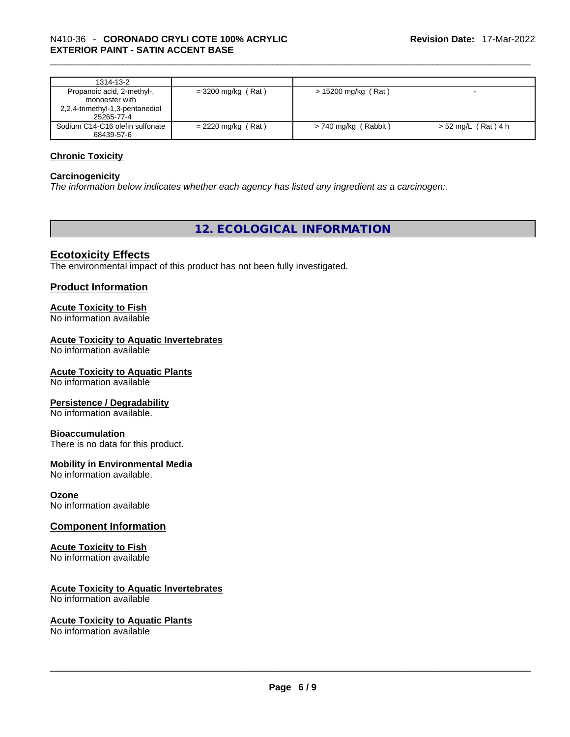| 1314-13-2 | | | |
|---|---|---|---|
| Propanoic acid, 2-methyl-, monoester with 2,2,4-trimethyl-1,3-pentanediol 25265-77-4 | = 3200 mg/kg ( Rat ) | > 15200 mg/kg ( Rat ) | - |
| Sodium C14-C16 olefin sulfonate 68439-57-6 | = 2220 mg/kg ( Rat ) | > 740 mg/kg ( Rabbit ) | > 52 mg/L ( Rat ) 4 h |

### Chronic Toxicity

**Carcinogenicity**

*The information below indicates whether each agency has listed any ingredient as a carcinogen:.*

## 12. ECOLOGICAL INFORMATION

### Ecotoxicity Effects

The environmental impact of this product has not been fully investigated.

### Product Information

**Acute Toxicity to Fish**

No information available

**Acute Toxicity to Aquatic Invertebrates**

No information available

**Acute Toxicity to Aquatic Plants**

No information available

**Persistence / Degradability**

No information available.

**Bioaccumulation**

There is no data for this product.

**Mobility in Environmental Media**

No information available.

**Ozone**

No information available

### Component Information

**Acute Toxicity to Fish**

No information available

**Acute Toxicity to Aquatic Invertebrates**

No information available

**Acute Toxicity to Aquatic Plants**

No information available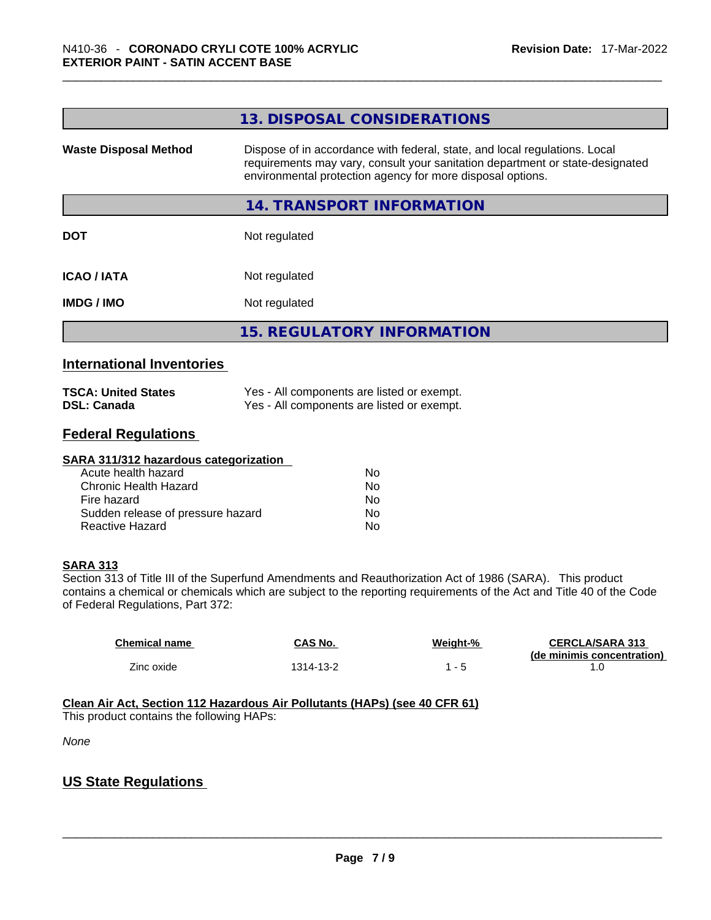## 13. DISPOSAL CONSIDERATIONS

| | |
|---|---|
| **Waste Disposal Method** | Dispose of in accordance with federal, state, and local regulations. Local requirements may vary, consult your sanitation department or state-designated environmental protection agency for more disposal options. |

## 14. TRANSPORT INFORMATION

| | |
|---|---|
| **DOT** | Not regulated |
| **ICAO / IATA** | Not regulated |
| **IMDG / IMO** | Not regulated |

## 15. REGULATORY INFORMATION

### International Inventories

| | |
|---|---|
| **TSCA: United States** | Yes - All components are listed or exempt. |
| **DSL: Canada** | Yes - All components are listed or exempt. |

### Federal Regulations

**SARA 311/312 hazardous categorization**

| | |
|---|---|
| Acute health hazard | No |
| Chronic Health Hazard | No |
| Fire hazard | No |
| Sudden release of pressure hazard | No |
| Reactive Hazard | No |

**SARA 313**

Section 313 of Title III of the Superfund Amendments and Reauthorization Act of 1986 (SARA). This product contains a chemical or chemicals which are subject to the reporting requirements of the Act and Title 40 of the Code of Federal Regulations, Part 372:

| Chemical name | CAS No. | Weight-% | CERCLA/SARA 313 (de minimis concentration) |
|---|---|---|---|
| Zinc oxide | 1314-13-2 | 1 - 5 | 1.0 |

**Clean Air Act, Section 112 Hazardous Air Pollutants (HAPs) (see 40 CFR 61)**

This product contains the following HAPs:

*None*

### US State Regulations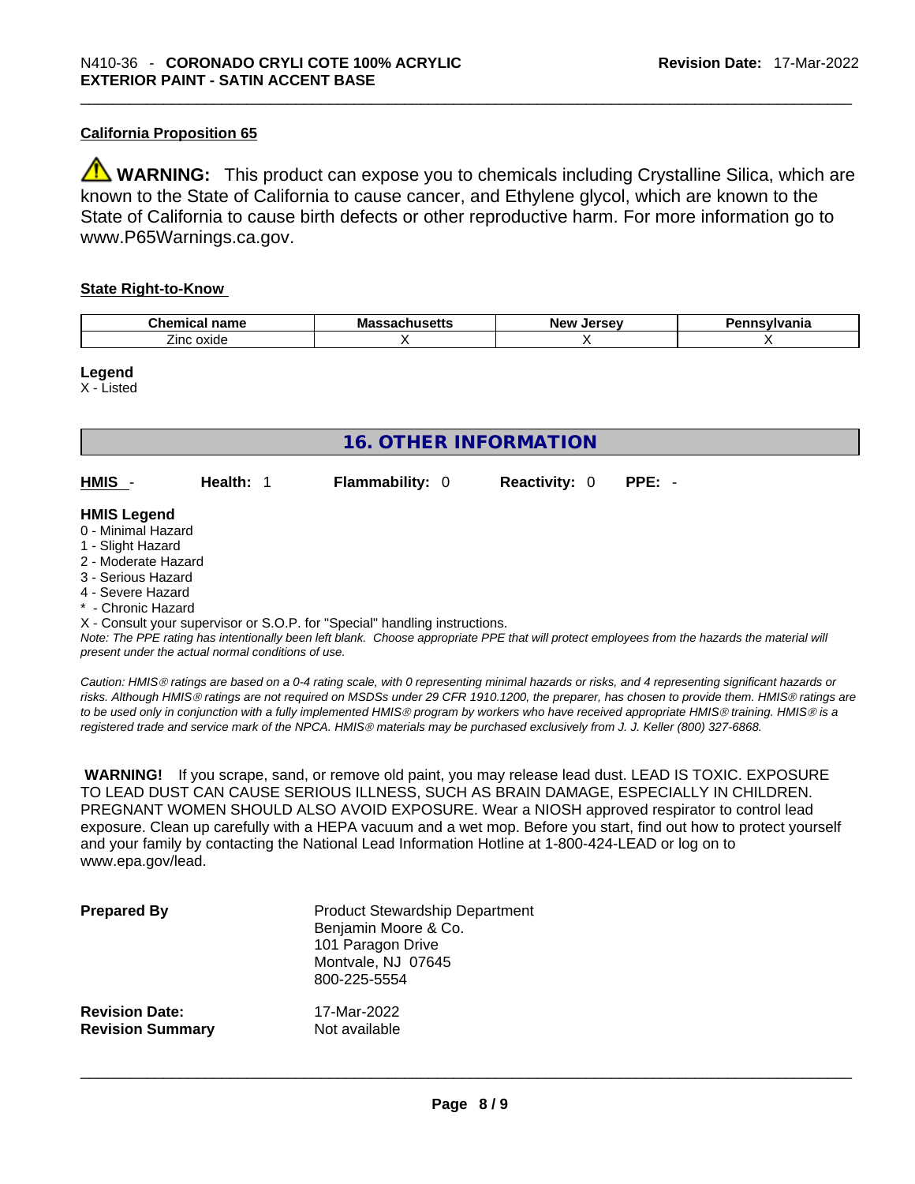**California Proposition 65**

⚠ **WARNING:** This product can expose you to chemicals including Crystalline Silica, which are known to the State of California to cause cancer, and Ethylene glycol, which are known to the State of California to cause birth defects or other reproductive harm. For more information go to www.P65Warnings.ca.gov.

**State Right-to-Know**

| Chemical name | Massachusetts | New Jersey | Pennsylvania |
|---|---|---|---|
| Zinc oxide | X | X | X |

**Legend**
X - Listed

## 16. OTHER INFORMATION

**HMIS** - **Health:** 1 **Flammability:** 0 **Reactivity:** 0 **PPE:** -

**HMIS Legend**
0 - Minimal Hazard
1 - Slight Hazard
2 - Moderate Hazard
3 - Serious Hazard
4 - Severe Hazard
* - Chronic Hazard
X - Consult your supervisor or S.O.P. for "Special" handling instructions.

*Note: The PPE rating has intentionally been left blank. Choose appropriate PPE that will protect employees from the hazards the material will present under the actual normal conditions of use.*

*Caution: HMIS® ratings are based on a 0-4 rating scale, with 0 representing minimal hazards or risks, and 4 representing significant hazards or risks. Although HMIS® ratings are not required on MSDSs under 29 CFR 1910.1200, the preparer, has chosen to provide them. HMIS® ratings are to be used only in conjunction with a fully implemented HMIS® program by workers who have received appropriate HMIS® training. HMIS® is a registered trade and service mark of the NPCA. HMIS® materials may be purchased exclusively from J. J. Keller (800) 327-6868.*

**WARNING!** If you scrape, sand, or remove old paint, you may release lead dust. LEAD IS TOXIC. EXPOSURE TO LEAD DUST CAN CAUSE SERIOUS ILLNESS, SUCH AS BRAIN DAMAGE, ESPECIALLY IN CHILDREN. PREGNANT WOMEN SHOULD ALSO AVOID EXPOSURE. Wear a NIOSH approved respirator to control lead exposure. Clean up carefully with a HEPA vacuum and a wet mop. Before you start, find out how to protect yourself and your family by contacting the National Lead Information Hotline at 1-800-424-LEAD or log on to www.epa.gov/lead.

**Prepared By** Product Stewardship Department
Benjamin Moore & Co.
101 Paragon Drive
Montvale, NJ 07645
800-225-5554

**Revision Date:** 17-Mar-2022
**Revision Summary** Not available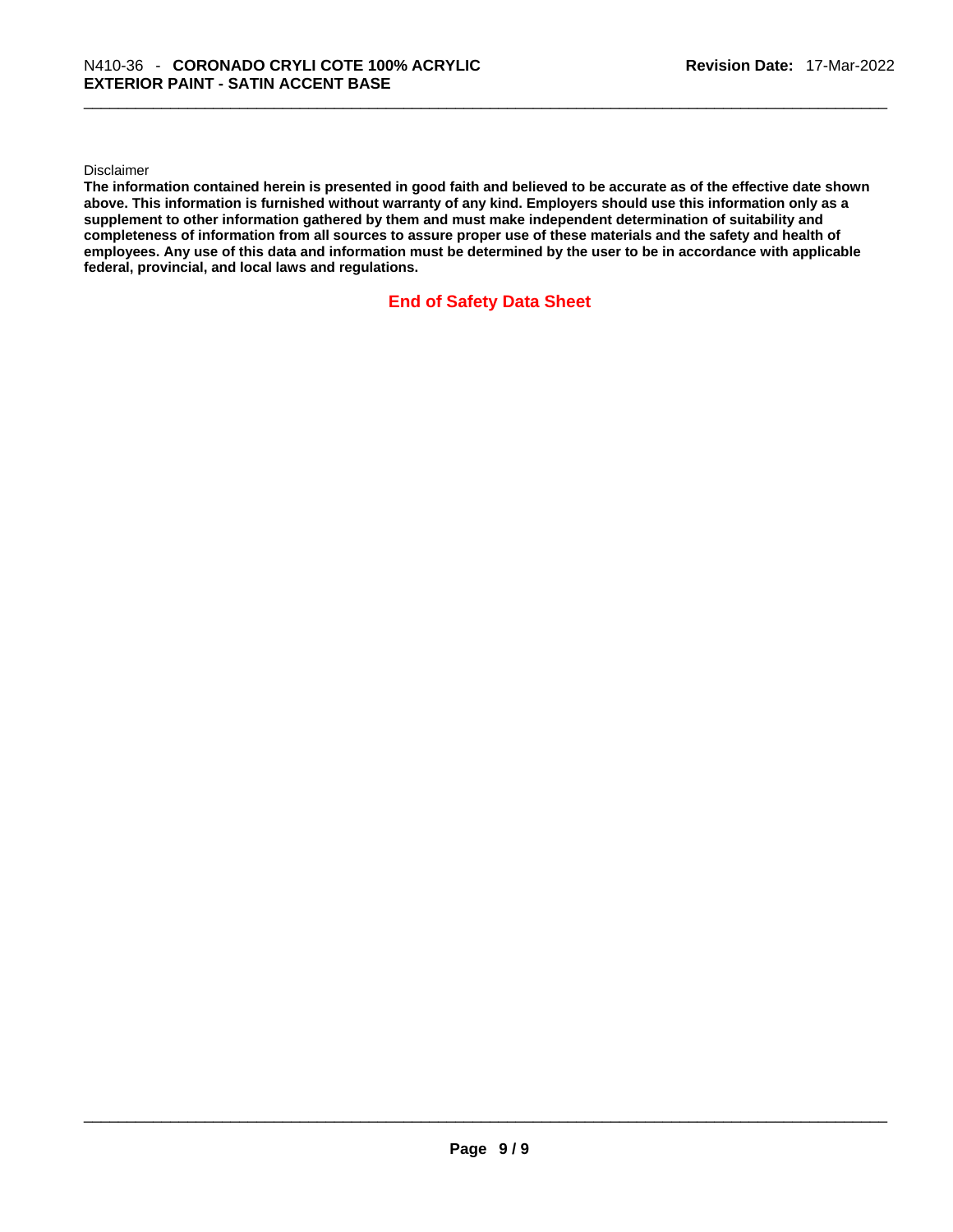Disclaimer

**The information contained herein is presented in good faith and believed to be accurate as of the effective date shown above. This information is furnished without warranty of any kind. Employers should use this information only as a supplement to other information gathered by them and must make independent determination of suitability and completeness of information from all sources to assure proper use of these materials and the safety and health of employees. Any use of this data and information must be determined by the user to be in accordance with applicable federal, provincial, and local laws and regulations.**

**End of Safety Data Sheet**